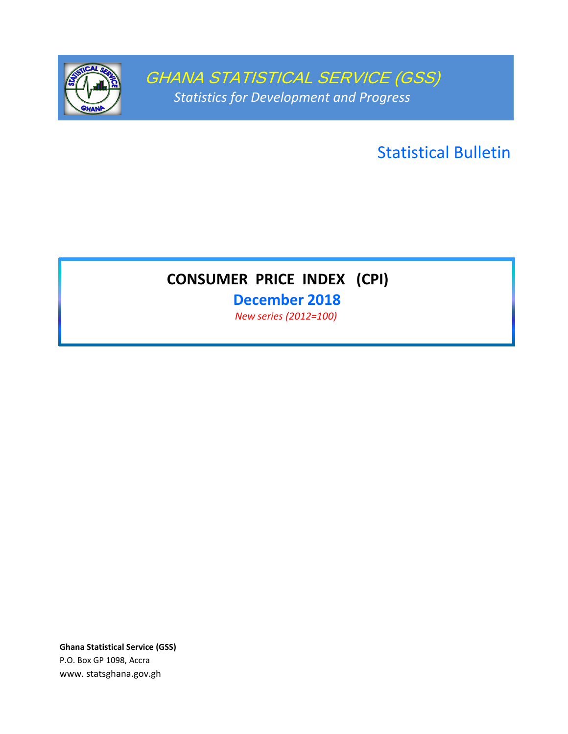GHANA STATISTICAL SERVICE (GSS)

*Statistics for Development and Progress*

Statistical Bulletin

# CONSUMER PRICE INDEX (CPI)

## December 2018

*New series (2012=100)*

**Ghana Statistical Service (GSS)**
P.O. Box GP 1098, Accra
www. statsghana.gov.gh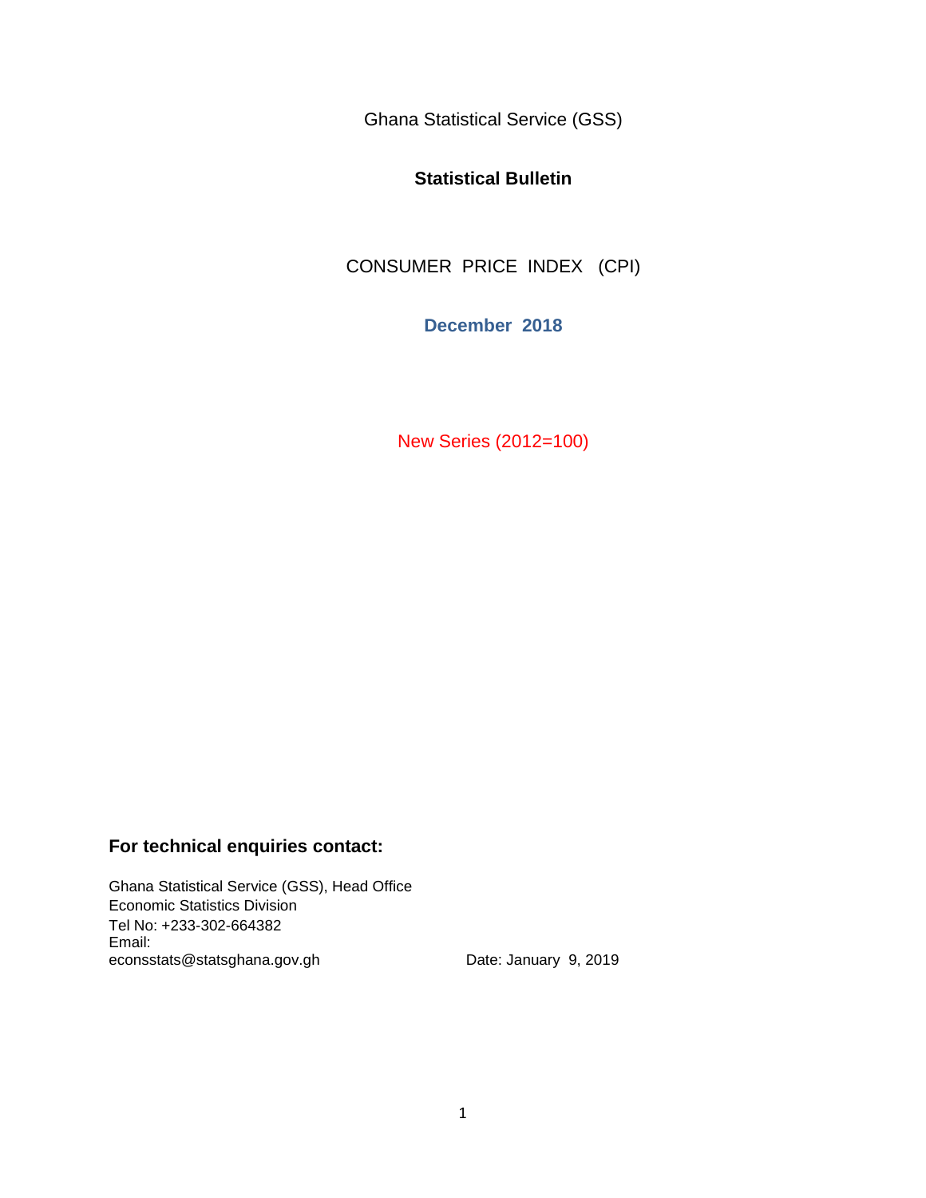Ghana Statistical Service (GSS)

# Statistical Bulletin

CONSUMER PRICE INDEX (CPI)

**December 2018**

New Series (2012=100)

**For technical enquiries contact:**

Ghana Statistical Service (GSS), Head Office
Economic Statistics Division
Tel No: +233-302-664382
Email:
econsstats@statsghana.gov.gh

Date: January 9, 2019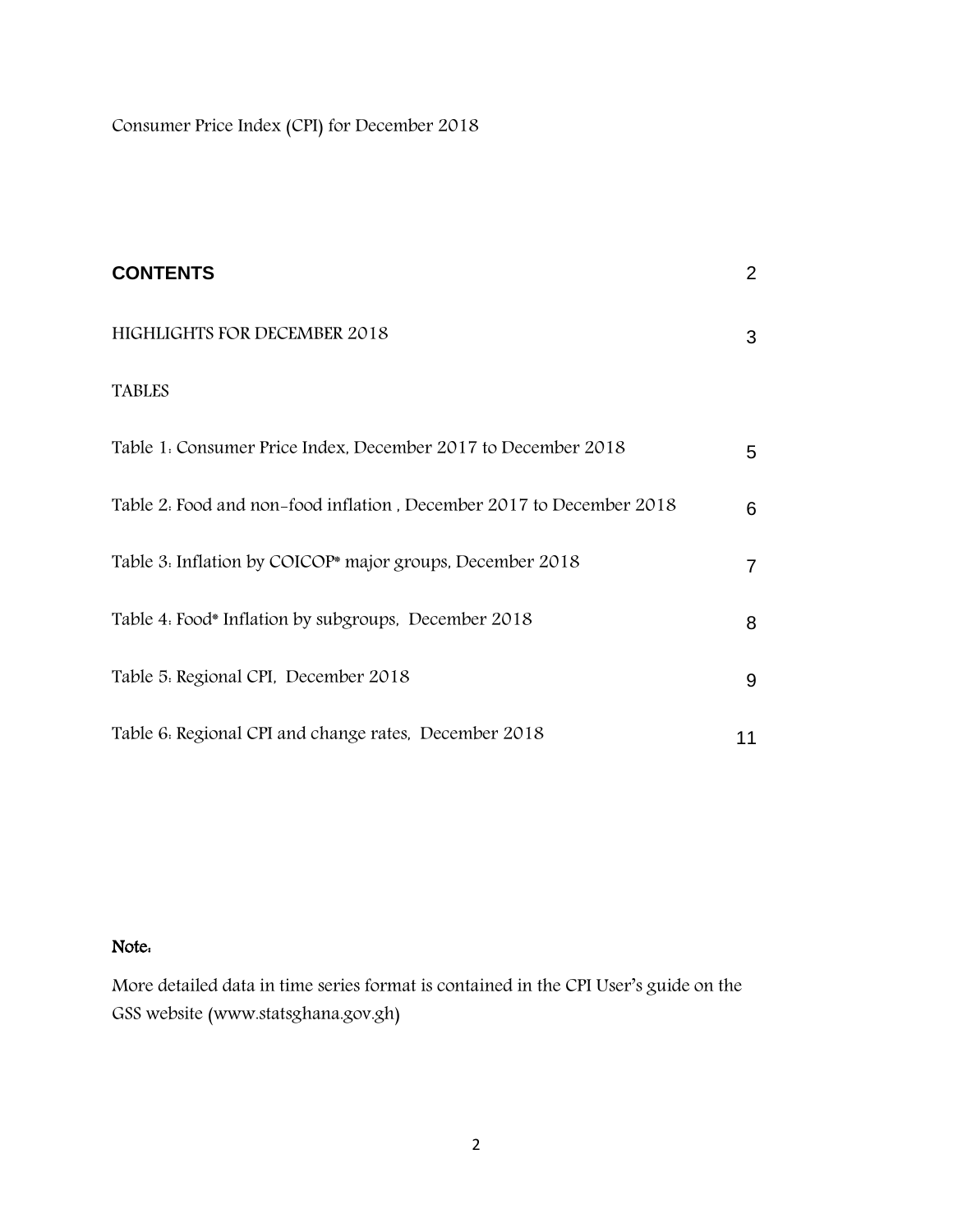Consumer Price Index (CPI) for December 2018

## CONTENTS

| | |
|---|---|
| **CONTENTS** | 2 |
| HIGHLIGHTS FOR DECEMBER 2018 | 3 |
| TABLES | |
| Table 1: Consumer Price Index, December 2017 to December 2018 | 5 |
| Table 2: Food and non-food inflation , December 2017 to December 2018 | 6 |
| Table 3: Inflation by COICOP* major groups, December 2018 | 7 |
| Table 4: Food* Inflation by subgroups, December 2018 | 8 |
| Table 5: Regional CPI, December 2018 | 9 |
| Table 6: Regional CPI and change rates, December 2018 | 11 |

**Note:**

More detailed data in time series format is contained in the CPI User's guide on the GSS website (www.statsghana.gov.gh)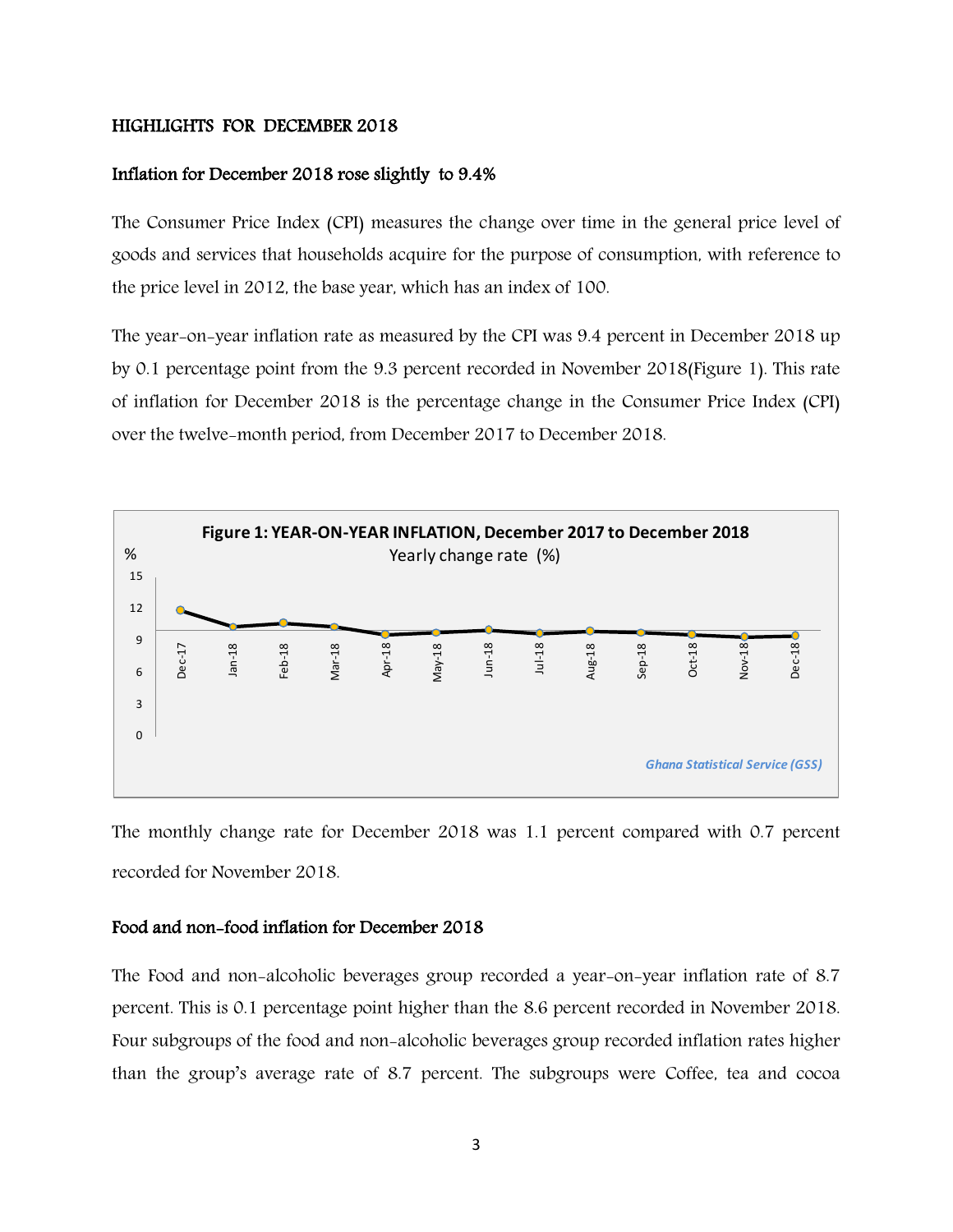## HIGHLIGHTS FOR DECEMBER 2018

### Inflation for December 2018 rose slightly to 9.4%

The Consumer Price Index (CPI) measures the change over time in the general price level of goods and services that households acquire for the purpose of consumption, with reference to the price level in 2012, the base year, which has an index of 100.

The year-on-year inflation rate as measured by the CPI was 9.4 percent in December 2018 up by 0.1 percentage point from the 9.3 percent recorded in November 2018(Figure 1). This rate of inflation for December 2018 is the percentage change in the Consumer Price Index (CPI) over the twelve-month period, from December 2017 to December 2018.

**Figure 1: YEAR-ON-YEAR INFLATION, December 2017 to December 2018**

Yearly change rate (%)

*Ghana Statistical Service (GSS)*

The monthly change rate for December 2018 was 1.1 percent compared with 0.7 percent recorded for November 2018.

### Food and non-food inflation for December 2018

The Food and non-alcoholic beverages group recorded a year-on-year inflation rate of 8.7 percent. This is 0.1 percentage point higher than the 8.6 percent recorded in November 2018. Four subgroups of the food and non-alcoholic beverages group recorded inflation rates higher than the group's average rate of 8.7 percent. The subgroups were Coffee, tea and cocoa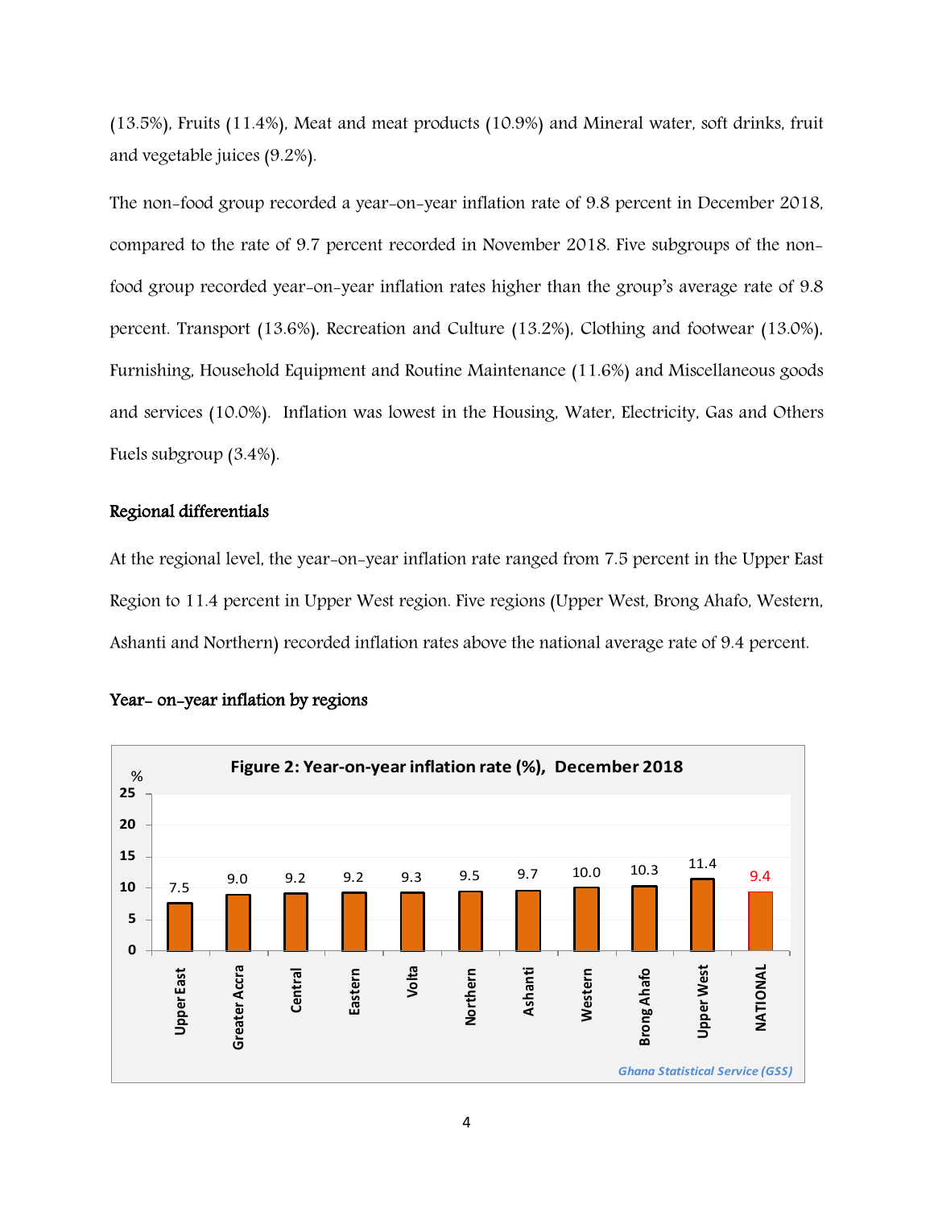(13.5%), Fruits (11.4%), Meat and meat products (10.9%) and Mineral water, soft drinks, fruit and vegetable juices (9.2%).

The non-food group recorded a year-on-year inflation rate of 9.8 percent in December 2018, compared to the rate of 9.7 percent recorded in November 2018. Five subgroups of the non-food group recorded year-on-year inflation rates higher than the group's average rate of 9.8 percent. Transport (13.6%), Recreation and Culture (13.2%), Clothing and footwear (13.0%), Furnishing, Household Equipment and Routine Maintenance (11.6%) and Miscellaneous goods and services (10.0%). Inflation was lowest in the Housing, Water, Electricity, Gas and Others Fuels subgroup (3.4%).

### Regional differentials

At the regional level, the year-on-year inflation rate ranged from 7.5 percent in the Upper East Region to 11.4 percent in Upper West region. Five regions (Upper West, Brong Ahafo, Western, Ashanti and Northern) recorded inflation rates above the national average rate of 9.4 percent.

### Year- on-year inflation by regions

**Figure 2: Year-on-year inflation rate (%), December 2018**

| Region | % |
|---|---|
| Upper East | 7.5 |
| Greater Accra | 9.0 |
| Central | 9.2 |
| Eastern | 9.2 |
| Volta | 9.3 |
| Northern | 9.5 |
| Ashanti | 9.7 |
| Western | 10.0 |
| Brong Ahafo | 10.3 |
| Upper West | 11.4 |
| NATIONAL | 9.4 |

*Ghana Statistical Service (GSS)*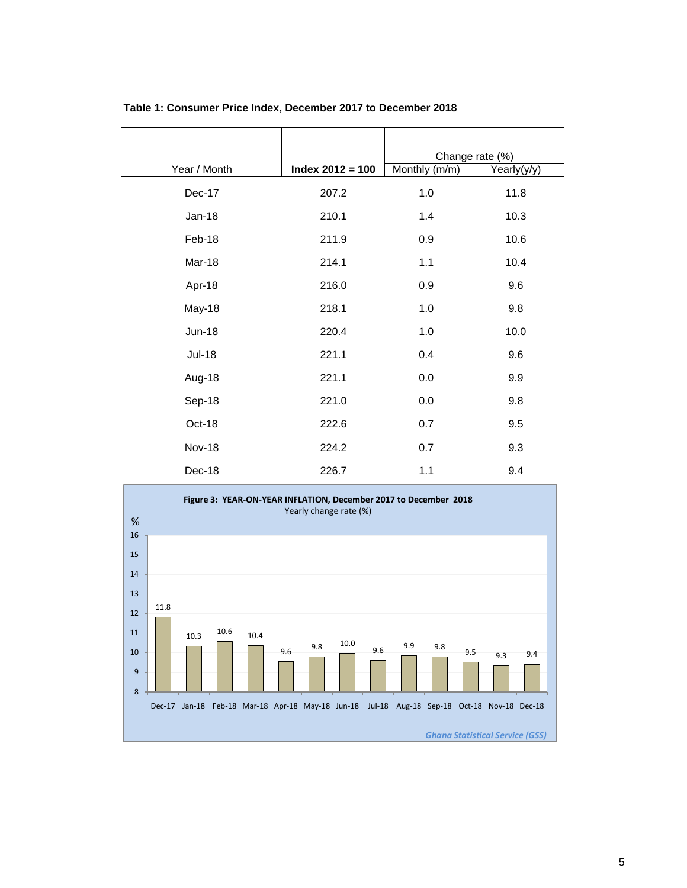**Table 1: Consumer Price Index, December 2017 to December 2018**

| Year / Month | Index 2012 = 100 | Change rate (%) | |
|---|---|---|---|
| | | Monthly (m/m) | Yearly(y/y) |
| Dec-17 | 207.2 | 1.0 | 11.8 |
| Jan-18 | 210.1 | 1.4 | 10.3 |
| Feb-18 | 211.9 | 0.9 | 10.6 |
| Mar-18 | 214.1 | 1.1 | 10.4 |
| Apr-18 | 216.0 | 0.9 | 9.6 |
| May-18 | 218.1 | 1.0 | 9.8 |
| Jun-18 | 220.4 | 1.0 | 10.0 |
| Jul-18 | 221.1 | 0.4 | 9.6 |
| Aug-18 | 221.1 | 0.0 | 9.9 |
| Sep-18 | 221.0 | 0.0 | 9.8 |
| Oct-18 | 222.6 | 0.7 | 9.5 |
| Nov-18 | 224.2 | 0.7 | 9.3 |
| Dec-18 | 226.7 | 1.1 | 9.4 |

**Figure 3: YEAR-ON-YEAR INFLATION, December 2017 to December 2018**

Yearly change rate (%)

| Month | % |
|---|---|
| Dec-17 | 11.8 |
| Jan-18 | 10.3 |
| Feb-18 | 10.6 |
| Mar-18 | 10.4 |
| Apr-18 | 9.6 |
| May-18 | 9.8 |
| Jun-18 | 10.0 |
| Jul-18 | 9.6 |
| Aug-18 | 9.9 |
| Sep-18 | 9.8 |
| Oct-18 | 9.5 |
| Nov-18 | 9.3 |
| Dec-18 | 9.4 |

*Ghana Statistical Service (GSS)*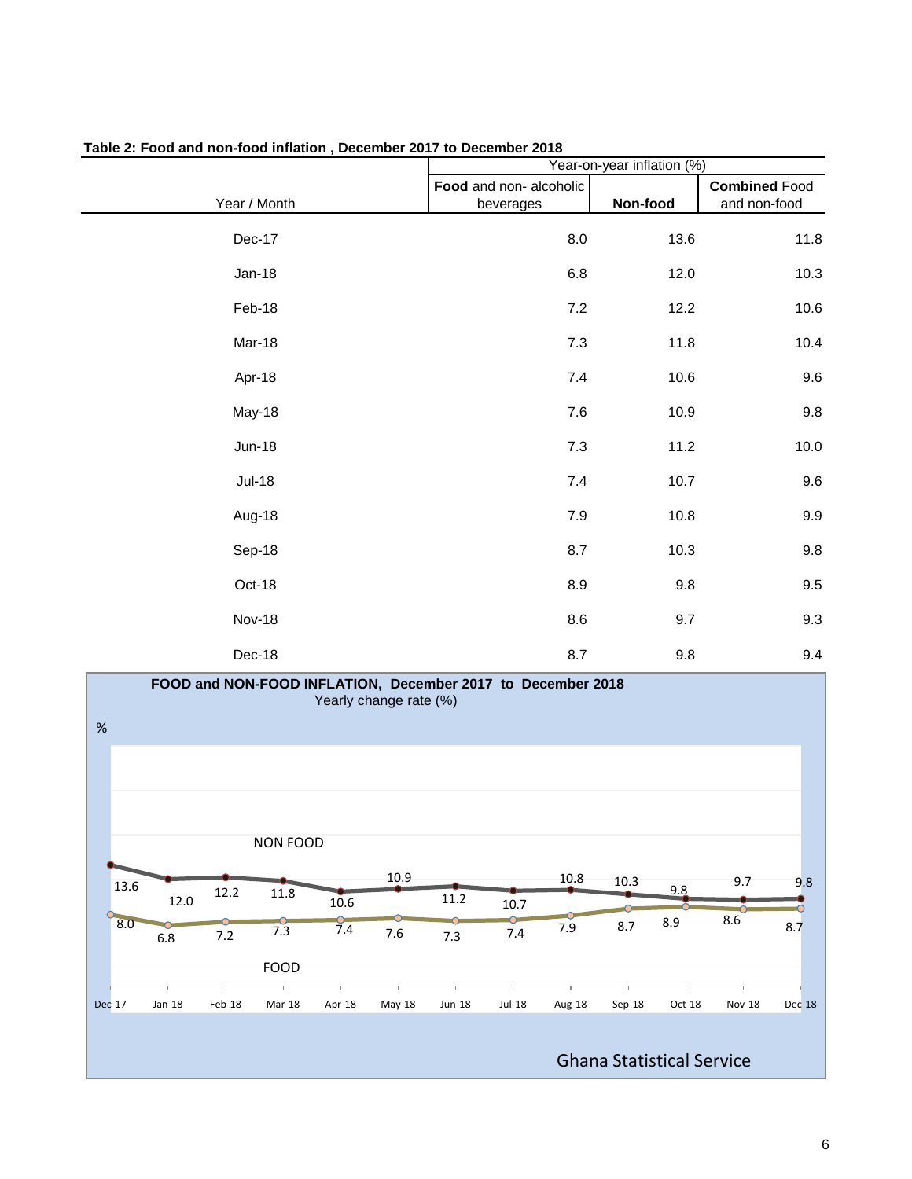**Table 2: Food and non-food inflation , December 2017 to December 2018**

| Year / Month | Year-on-year inflation (%) | | |
|---|---|---|---|
| | **Food** and non- alcoholic beverages | **Non-food** | **Combined** Food and non-food |
| Dec-17 | 8.0 | 13.6 | 11.8 |
| Jan-18 | 6.8 | 12.0 | 10.3 |
| Feb-18 | 7.2 | 12.2 | 10.6 |
| Mar-18 | 7.3 | 11.8 | 10.4 |
| Apr-18 | 7.4 | 10.6 | 9.6 |
| May-18 | 7.6 | 10.9 | 9.8 |
| Jun-18 | 7.3 | 11.2 | 10.0 |
| Jul-18 | 7.4 | 10.7 | 9.6 |
| Aug-18 | 7.9 | 10.8 | 9.9 |
| Sep-18 | 8.7 | 10.3 | 9.8 |
| Oct-18 | 8.9 | 9.8 | 9.5 |
| Nov-18 | 8.6 | 9.7 | 9.3 |
| Dec-18 | 8.7 | 9.8 | 9.4 |

**FOOD and NON-FOOD INFLATION, December 2017 to December 2018**
Yearly change rate (%)

| Month | NON FOOD (%) | FOOD (%) |
|---|---|---|
| Dec-17 | 13.6 | 8.0 |
| Jan-18 | 12.0 | 6.8 |
| Feb-18 | 12.2 | 7.2 |
| Mar-18 | 11.8 | 7.3 |
| Apr-18 | 10.6 | 7.4 |
| May-18 | 10.9 | 7.6 |
| Jun-18 | 11.2 | 7.3 |
| Jul-18 | 10.7 | 7.4 |
| Aug-18 | 10.8 | 7.9 |
| Sep-18 | 10.3 | 8.7 |
| Oct-18 | 9.8 | 8.9 |
| Nov-18 | 9.7 | 8.6 |
| Dec-18 | 9.8 | 8.7 |

Ghana Statistical Service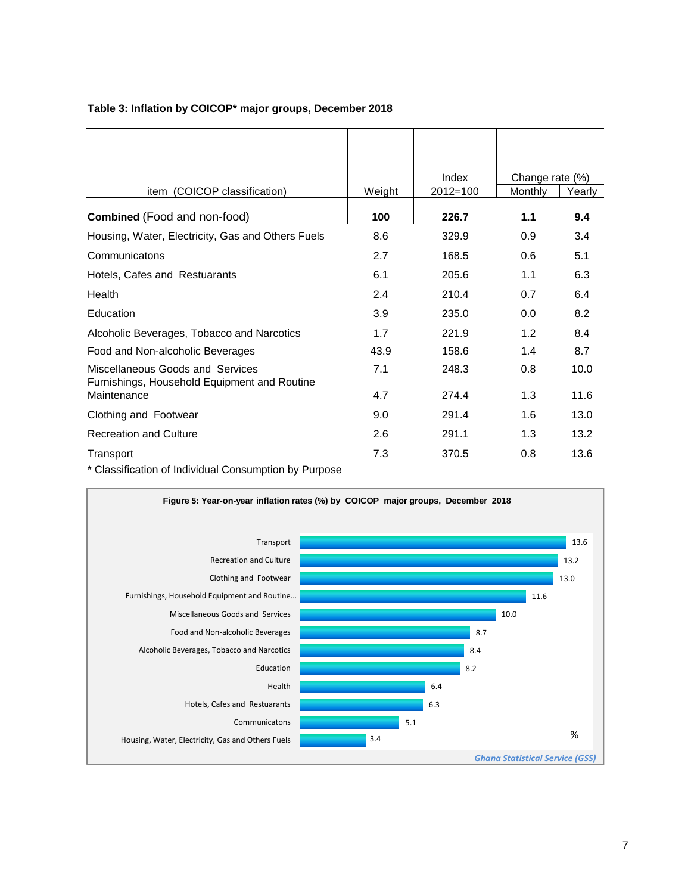**Table 3: Inflation by COICOP* major groups, December 2018**

| item (COICOP classification) | Weight | Index 2012=100 | Change rate (%) | |
|---|---|---|---|---|
| | | | Monthly | Yearly |
| **Combined** (Food and non-food) | **100** | **226.7** | **1.1** | **9.4** |
| Housing, Water, Electricity, Gas and Others Fuels | 8.6 | 329.9 | 0.9 | 3.4 |
| Communicatons | 2.7 | 168.5 | 0.6 | 5.1 |
| Hotels, Cafes and Restuarants | 6.1 | 205.6 | 1.1 | 6.3 |
| Health | 2.4 | 210.4 | 0.7 | 6.4 |
| Education | 3.9 | 235.0 | 0.0 | 8.2 |
| Alcoholic Beverages, Tobacco and Narcotics | 1.7 | 221.9 | 1.2 | 8.4 |
| Food and Non-alcoholic Beverages | 43.9 | 158.6 | 1.4 | 8.7 |
| Miscellaneous Goods and Services | 7.1 | 248.3 | 0.8 | 10.0 |
| Furnishings, Household Equipment and Routine Maintenance | 4.7 | 274.4 | 1.3 | 11.6 |
| Clothing and Footwear | 9.0 | 291.4 | 1.6 | 13.0 |
| Recreation and Culture | 2.6 | 291.1 | 1.3 | 13.2 |
| Transport | 7.3 | 370.5 | 0.8 | 13.6 |

* Classification of Individual Consumption by Purpose

**Figure 5: Year-on-year inflation rates (%) by COICOP major groups, December 2018**

| Group | % |
|---|---|
| Transport | 13.6 |
| Recreation and Culture | 13.2 |
| Clothing and Footwear | 13.0 |
| Furnishings, Household Equipment and Routine… | 11.6 |
| Miscellaneous Goods and Services | 10.0 |
| Food and Non-alcoholic Beverages | 8.7 |
| Alcoholic Beverages, Tobacco and Narcotics | 8.4 |
| Education | 8.2 |
| Health | 6.4 |
| Hotels, Cafes and Restuarants | 6.3 |
| Communicatons | 5.1 |
| Housing, Water, Electricity, Gas and Others Fuels | 3.4 |

*Ghana Statistical Service (GSS)*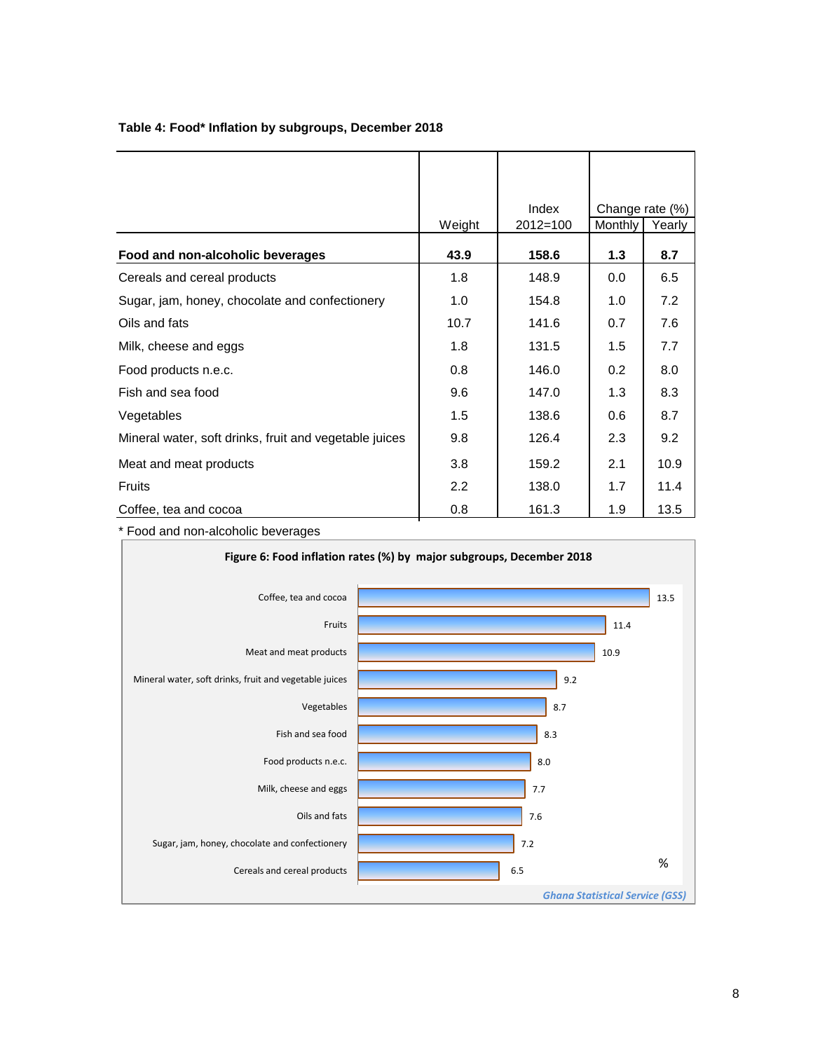**Table 4: Food* Inflation by subgroups, December 2018**

| | Weight | Index 2012=100 | Change rate (%) | |
|---|---|---|---|---|
| | | | Monthly | Yearly |
| **Food and non-alcoholic beverages** | **43.9** | **158.6** | **1.3** | **8.7** |
| Cereals and cereal products | 1.8 | 148.9 | 0.0 | 6.5 |
| Sugar, jam, honey, chocolate and confectionery | 1.0 | 154.8 | 1.0 | 7.2 |
| Oils and fats | 10.7 | 141.6 | 0.7 | 7.6 |
| Milk, cheese and eggs | 1.8 | 131.5 | 1.5 | 7.7 |
| Food products n.e.c. | 0.8 | 146.0 | 0.2 | 8.0 |
| Fish and sea food | 9.6 | 147.0 | 1.3 | 8.3 |
| Vegetables | 1.5 | 138.6 | 0.6 | 8.7 |
| Mineral water, soft drinks, fruit and vegetable juices | 9.8 | 126.4 | 2.3 | 9.2 |
| Meat and meat products | 3.8 | 159.2 | 2.1 | 10.9 |
| Fruits | 2.2 | 138.0 | 1.7 | 11.4 |
| Coffee, tea and cocoa | 0.8 | 161.3 | 1.9 | 13.5 |

* Food and non-alcoholic beverages

**Figure 6: Food inflation rates (%) by major subgroups, December 2018**

| Subgroup | % |
|---|---|
| Coffee, tea and cocoa | 13.5 |
| Fruits | 11.4 |
| Meat and meat products | 10.9 |
| Mineral water, soft drinks, fruit and vegetable juices | 9.2 |
| Vegetables | 8.7 |
| Fish and sea food | 8.3 |
| Food products n.e.c. | 8.0 |
| Milk, cheese and eggs | 7.7 |
| Oils and fats | 7.6 |
| Sugar, jam, honey, chocolate and confectionery | 7.2 |
| Cereals and cereal products | 6.5 |

*Ghana Statistical Service (GSS)*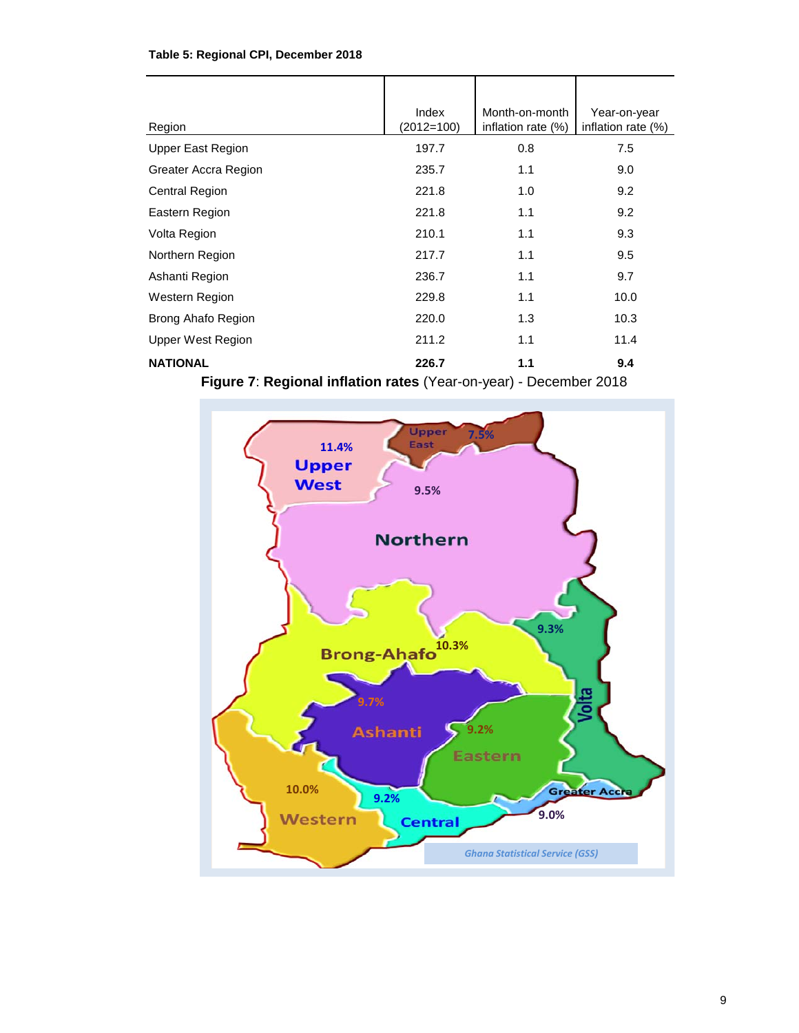**Table 5: Regional CPI, December 2018**

| Region | Index (2012=100) | Month-on-month inflation rate (%) | Year-on-year inflation rate (%) |
|---|---|---|---|
| Upper East Region | 197.7 | 0.8 | 7.5 |
| Greater Accra Region | 235.7 | 1.1 | 9.0 |
| Central Region | 221.8 | 1.0 | 9.2 |
| Eastern Region | 221.8 | 1.1 | 9.2 |
| Volta Region | 210.1 | 1.1 | 9.3 |
| Northern Region | 217.7 | 1.1 | 9.5 |
| Ashanti Region | 236.7 | 1.1 | 9.7 |
| Western Region | 229.8 | 1.1 | 10.0 |
| Brong Ahafo Region | 220.0 | 1.3 | 10.3 |
| Upper West Region | 211.2 | 1.1 | 11.4 |
| **NATIONAL** | **226.7** | **1.1** | **9.4** |

**Figure 7**: **Regional inflation rates** (Year-on-year) - December 2018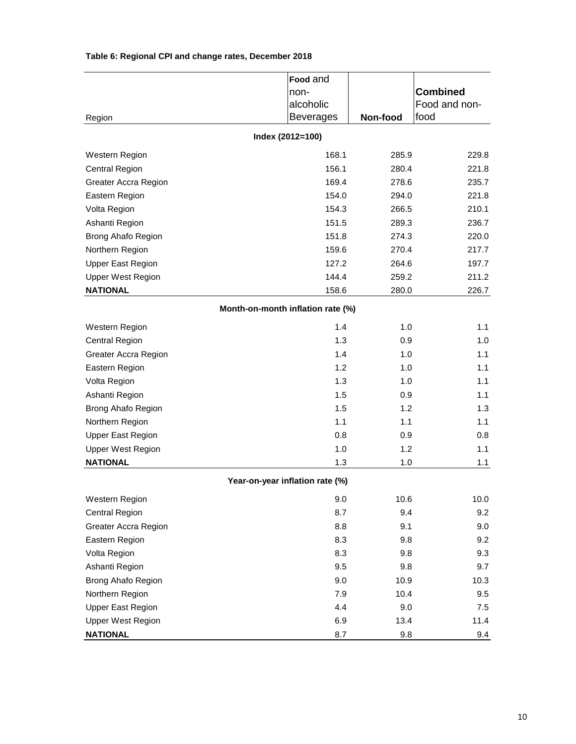**Table 6: Regional CPI and change rates, December 2018**

| Region | **Food** and non-alcoholic Beverages | **Non-food** | **Combined** Food and non-food |
|---|---|---|---|
| | **Index (2012=100)** | | |
| Western Region | 168.1 | 285.9 | 229.8 |
| Central Region | 156.1 | 280.4 | 221.8 |
| Greater Accra Region | 169.4 | 278.6 | 235.7 |
| Eastern Region | 154.0 | 294.0 | 221.8 |
| Volta Region | 154.3 | 266.5 | 210.1 |
| Ashanti Region | 151.5 | 289.3 | 236.7 |
| Brong Ahafo Region | 151.8 | 274.3 | 220.0 |
| Northern Region | 159.6 | 270.4 | 217.7 |
| Upper East Region | 127.2 | 264.6 | 197.7 |
| Upper West Region | 144.4 | 259.2 | 211.2 |
| **NATIONAL** | 158.6 | 280.0 | 226.7 |
| | **Month-on-month inflation rate (%)** | | |
| Western Region | 1.4 | 1.0 | 1.1 |
| Central Region | 1.3 | 0.9 | 1.0 |
| Greater Accra Region | 1.4 | 1.0 | 1.1 |
| Eastern Region | 1.2 | 1.0 | 1.1 |
| Volta Region | 1.3 | 1.0 | 1.1 |
| Ashanti Region | 1.5 | 0.9 | 1.1 |
| Brong Ahafo Region | 1.5 | 1.2 | 1.3 |
| Northern Region | 1.1 | 1.1 | 1.1 |
| Upper East Region | 0.8 | 0.9 | 0.8 |
| Upper West Region | 1.0 | 1.2 | 1.1 |
| **NATIONAL** | 1.3 | 1.0 | 1.1 |
| | **Year-on-year inflation rate (%)** | | |
| Western Region | 9.0 | 10.6 | 10.0 |
| Central Region | 8.7 | 9.4 | 9.2 |
| Greater Accra Region | 8.8 | 9.1 | 9.0 |
| Eastern Region | 8.3 | 9.8 | 9.2 |
| Volta Region | 8.3 | 9.8 | 9.3 |
| Ashanti Region | 9.5 | 9.8 | 9.7 |
| Brong Ahafo Region | 9.0 | 10.9 | 10.3 |
| Northern Region | 7.9 | 10.4 | 9.5 |
| Upper East Region | 4.4 | 9.0 | 7.5 |
| Upper West Region | 6.9 | 13.4 | 11.4 |
| **NATIONAL** | 8.7 | 9.8 | 9.4 |